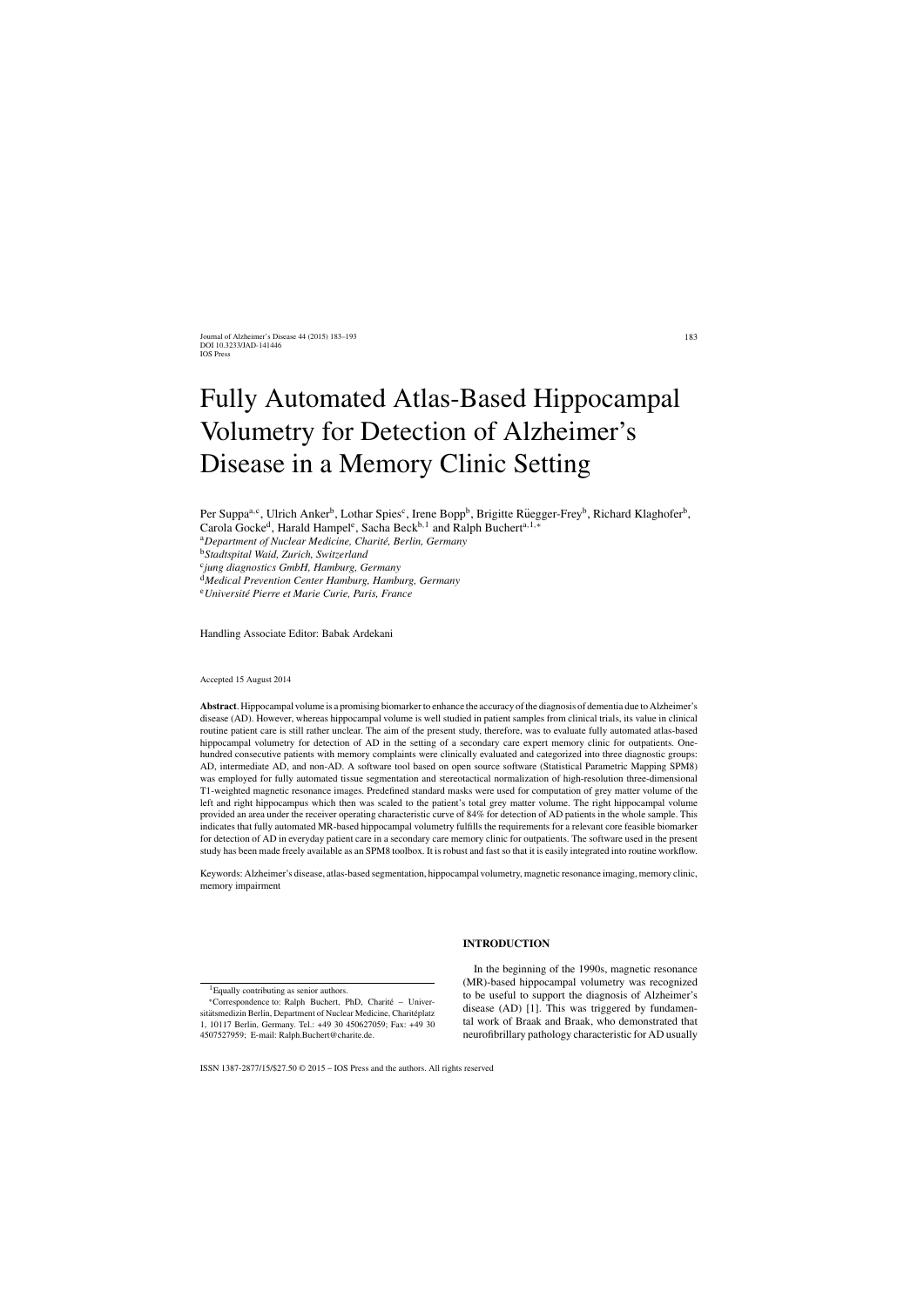# Fully Automated Atlas-Based Hippocampal Volumetry for Detection of Alzheimer's Disease in a Memory Clinic Setting

Per Suppa[a,c], Ulrich Anker[b], Lothar Spies[c], Irene Bopp[b], Brigitte Rüegger-Frey[b], Richard Klaghofer[b], Carola Gocke[d], Harald Hampel[e], Sacha Beck[b,1] and Ralph Buchert[a,1,*]

[a] *Department of Nuclear Medicine, Charité, Berlin, Germany*
[b] *Stadtspital Waid, Zurich, Switzerland*
[c] *jung diagnostics GmbH, Hamburg, Germany*
[d] *Medical Prevention Center Hamburg, Hamburg, Germany*
[e] *Université Pierre et Marie Curie, Paris, France*

Handling Associate Editor: Babak Ardekani

Accepted 15 August 2014

**Abstract**. Hippocampal volume is a promising biomarker to enhance the accuracy of the diagnosis of dementia due to Alzheimer's disease (AD). However, whereas hippocampal volume is well studied in patient samples from clinical trials, its value in clinical routine patient care is still rather unclear. The aim of the present study, therefore, was to evaluate fully automated atlas-based hippocampal volumetry for detection of AD in the setting of a secondary care expert memory clinic for outpatients. One-hundred consecutive patients with memory complaints were clinically evaluated and categorized into three diagnostic groups: AD, intermediate AD, and non-AD. A software tool based on open source software (Statistical Parametric Mapping SPM8) was employed for fully automated tissue segmentation and stereotactical normalization of high-resolution three-dimensional T1-weighted magnetic resonance images. Predefined standard masks were used for computation of grey matter volume of the left and right hippocampus which then was scaled to the patient's total grey matter volume. The right hippocampal volume provided an area under the receiver operating characteristic curve of 84% for detection of AD patients in the whole sample. This indicates that fully automated MR-based hippocampal volumetry fulfills the requirements for a relevant core feasible biomarker for detection of AD in everyday patient care in a secondary care memory clinic for outpatients. The software used in the present study has been made freely available as an SPM8 toolbox. It is robust and fast so that it is easily integrated into routine workflow.

Keywords: Alzheimer's disease, atlas-based segmentation, hippocampal volumetry, magnetic resonance imaging, memory clinic, memory impairment

[1] Equally contributing as senior authors.

*Correspondence to: Ralph Buchert, PhD, Charité – Universitätsmedizin Berlin, Department of Nuclear Medicine, Charitéplatz 1, 10117 Berlin, Germany. Tel.: +49 30 450627059; Fax: +49 30 4507527959; E-mail: Ralph.Buchert@charite.de.

## INTRODUCTION

In the beginning of the 1990s, magnetic resonance (MR)-based hippocampal volumetry was recognized to be useful to support the diagnosis of Alzheimer's disease (AD) [1]. This was triggered by fundamental work of Braak and Braak, who demonstrated that neurofibrillary pathology characteristic for AD usually

ISSN 1387-2877/15/$27.50 © 2015 – IOS Press and the authors. All rights reserved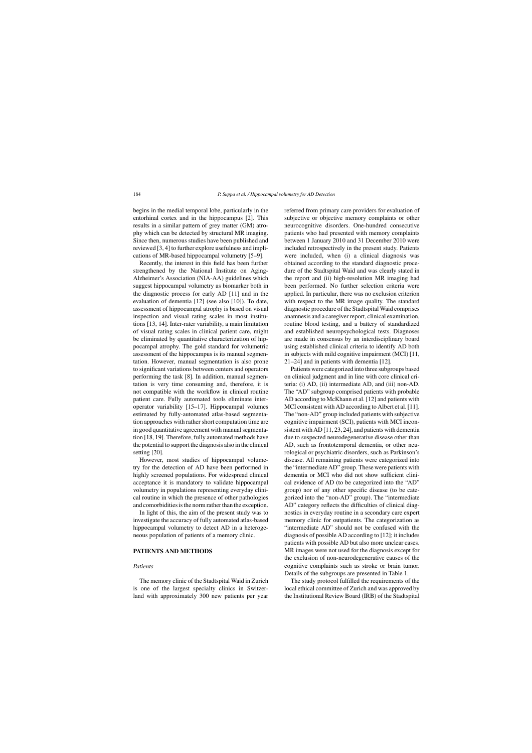begins in the medial temporal lobe, particularly in the entorhinal cortex and in the hippocampus [2]. This results in a similar pattern of grey matter (GM) atrophy which can be detected by structural MR imaging. Since then, numerous studies have been published and reviewed [3, 4] to further explore usefulness and implications of MR-based hippocampal volumetry [5–9].

Recently, the interest in this field has been further strengthened by the National Institute on Aging-Alzheimer's Association (NIA-AA) guidelines which suggest hippocampal volumetry as biomarker both in the diagnostic process for early AD [11] and in the evaluation of dementia [12] (see also [10]). To date, assessment of hippocampal atrophy is based on visual inspection and visual rating scales in most institutions [13, 14]. Inter-rater variability, a main limitation of visual rating scales in clinical patient care, might be eliminated by quantitative characterization of hippocampal atrophy. The gold standard for volumetric assessment of the hippocampus is its manual segmentation. However, manual segmentation is also prone to significant variations between centers and operators performing the task [8]. In addition, manual segmentation is very time consuming and, therefore, it is not compatible with the workflow in clinical routine patient care. Fully automated tools eliminate inter-operator variability [15–17]. Hippocampal volumes estimated by fully-automated atlas-based segmentation approaches with rather short computation time are in good quantitative agreement with manual segmentation [18, 19]. Therefore, fully automated methods have the potential to support the diagnosis also in the clinical setting [20].

However, most studies of hippocampal volumetry for the detection of AD have been performed in highly screened populations. For widespread clinical acceptance it is mandatory to validate hippocampal volumetry in populations representing everyday clinical routine in which the presence of other pathologies and comorbidities is the norm rather than the exception.

In light of this, the aim of the present study was to investigate the accuracy of fully automated atlas-based hippocampal volumetry to detect AD in a heterogeneous population of patients of a memory clinic.

## PATIENTS AND METHODS

### *Patients*

The memory clinic of the Stadtspital Waid in Zurich is one of the largest specialty clinics in Switzerland with approximately 300 new patients per year referred from primary care providers for evaluation of subjective or objective memory complaints or other neurocognitive disorders. One-hundred consecutive patients who had presented with memory complaints between 1 January 2010 and 31 December 2010 were included retrospectively in the present study. Patients were included, when (i) a clinical diagnosis was obtained according to the standard diagnostic procedure of the Stadtspital Waid and was clearly stated in the report and (ii) high-resolution MR imaging had been performed. No further selection criteria were applied. In particular, there was no exclusion criterion with respect to the MR image quality. The standard diagnostic procedure of the Stadtspital Waid comprises anamnesis and a caregiver report, clinical examination, routine blood testing, and a battery of standardized and established neuropsychological tests. Diagnoses are made in consensus by an interdisciplinary board using established clinical criteria to identify AD both in subjects with mild cognitive impairment (MCI) [11, 21–24] and in patients with dementia [12].

Patients were categorized into three subgroups based on clinical judgment and in line with core clinical criteria: (i) AD, (ii) intermediate AD, and (iii) non-AD. The "AD" subgroup comprised patients with probable AD according to McKhann et al. [12] and patients with MCI consistent with AD according to Albert et al. [11]. The "non-AD" group included patients with subjective cognitive impairment (SCI), patients with MCI inconsistent with AD [11, 23, 24], and patients with dementia due to suspected neurodegenerative disease other than AD, such as frontotemporal dementia, or other neurological or psychiatric disorders, such as Parkinson's disease. All remaining patients were categorized into the "intermediate AD" group. These were patients with dementia or MCI who did not show sufficient clinical evidence of AD (to be categorized into the "AD" group) nor of any other specific disease (to be categorized into the "non-AD" group). The "intermediate AD" category reflects the difficulties of clinical diagnostics in everyday routine in a secondary care expert memory clinic for outpatients. The categorization as "intermediate AD" should not be confused with the diagnosis of possible AD according to [12]; it includes patients with possible AD but also more unclear cases. MR images were not used for the diagnosis except for the exclusion of non-neurodegenerative causes of the cognitive complaints such as stroke or brain tumor. Details of the subgroups are presented in Table 1.

The study protocol fulfilled the requirements of the local ethical committee of Zurich and was approved by the Institutional Review Board (IRB) of the Stadtspital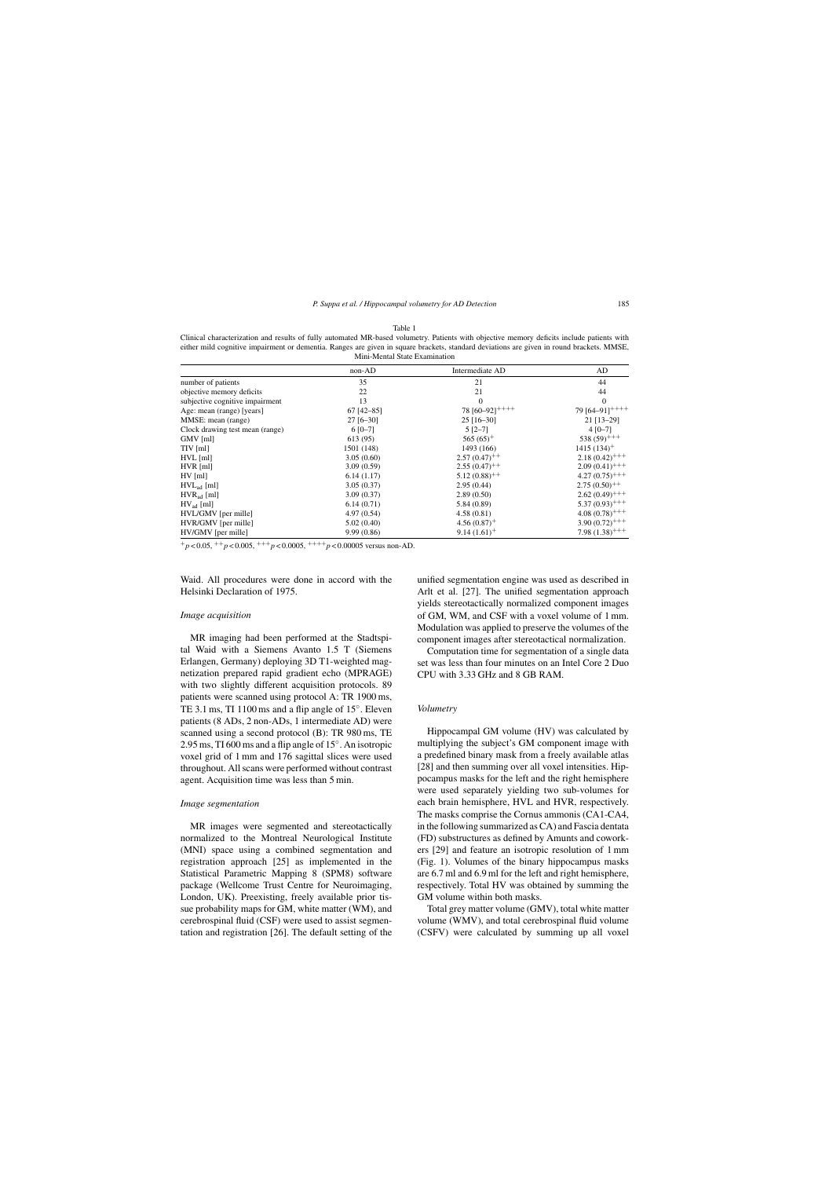Table 1

Clinical characterization and results of fully automated MR-based volumetry. Patients with objective memory deficits include patients with either mild cognitive impairment or dementia. Ranges are given in square brackets, standard deviations are given in round brackets. MMSE, Mini-Mental State Examination

| | non-AD | Intermediate AD | AD |
|---|---|---|---|
| number of patients | 35 | 21 | 44 |
| objective memory deficits | 22 | 21 | 44 |
| subjective cognitive impairment | 13 | 0 | 0 |
| Age: mean (range) [years] | 67 [42–85] | 78 [60–92]$^{++++}$ | 79 [64–91]$^{++++}$ |
| MMSE: mean (range) | 27 [6–30] | 25 [16–30] | 21 [13–29] |
| Clock drawing test mean (range) | 6 [0–7] | 5 [2–7] | 4 [0–7] |
| GMV [ml] | 613 (95) | 565 (65)$^{+}$ | 538 (59)$^{+++}$ |
| TIV [ml] | 1501 (148) | 1493 (166) | 1415 (134)$^{+}$ |
| HVL [ml] | 3.05 (0.60) | 2.57 (0.47)$^{++}$ | 2.18 (0.42)$^{+++}$ |
| HVR [ml] | 3.09 (0.59) | 2.55 (0.47)$^{++}$ | 2.09 (0.41)$^{+++}$ |
| HV [ml] | 6.14 (1.17) | 5.12 (0.88)$^{++}$ | 4.27 (0.75)$^{+++}$ |
| $HVL_{ad}$ [ml] | 3.05 (0.37) | 2.95 (0.44) | 2.75 (0.50)$^{++}$ |
| $HVR_{ad}$ [ml] | 3.09 (0.37) | 2.89 (0.50) | 2.62 (0.49)$^{+++}$ |
| $HV_{ad}$ [ml] | 6.14 (0.71) | 5.84 (0.89) | 5.37 (0.93)$^{+++}$ |
| HVL/GMV [per mille] | 4.97 (0.54) | 4.58 (0.81) | 4.08 (0.78)$^{+++}$ |
| HVR/GMV [per mille] | 5.02 (0.40) | 4.56 (0.87)$^{+}$ | 3.90 (0.72)$^{+++}$ |
| HV/GMV [per mille] | 9.99 (0.86) | 9.14 (1.61)$^{+}$ | 7.98 (1.38)$^{+++}$ |

$^{+}p < 0.05$. $^{++}p < 0.005$. $^{+++}p < 0.0005$. $^{++++}p < 0.00005$ versus non-AD.

Waid. All procedures were done in accord with the Helsinki Declaration of 1975.

### *Image acquisition*

MR imaging had been performed at the Stadtspital Waid with a Siemens Avanto 1.5 T (Siemens Erlangen, Germany) deploying 3D T1-weighted magnetization prepared rapid gradient echo (MPRAGE) with two slightly different acquisition protocols. 89 patients were scanned using protocol A: TR 1900 ms, TE 3.1 ms, TI 1100 ms and a flip angle of 15°. Eleven patients (8 ADs, 2 non-ADs, 1 intermediate AD) were scanned using a second protocol (B): TR 980 ms, TE 2.95 ms, TI 600 ms and a flip angle of 15°. An isotropic voxel grid of 1 mm and 176 sagittal slices were used throughout. All scans were performed without contrast agent. Acquisition time was less than 5 min.

### *Image segmentation*

MR images were segmented and stereotactically normalized to the Montreal Neurological Institute (MNI) space using a combined segmentation and registration approach [25] as implemented in the Statistical Parametric Mapping 8 (SPM8) software package (Wellcome Trust Centre for Neuroimaging, London, UK). Preexisting, freely available prior tissue probability maps for GM, white matter (WM), and cerebrospinal fluid (CSF) were used to assist segmentation and registration [26]. The default setting of the unified segmentation engine was used as described in Arlt et al. [27]. The unified segmentation approach yields stereotactically normalized component images of GM, WM, and CSF with a voxel volume of 1 mm. Modulation was applied to preserve the volumes of the component images after stereotactical normalization.

Computation time for segmentation of a single data set was less than four minutes on an Intel Core 2 Duo CPU with 3.33 GHz and 8 GB RAM.

### *Volumetry*

Hippocampal GM volume (HV) was calculated by multiplying the subject's GM component image with a predefined binary mask from a freely available atlas [28] and then summing over all voxel intensities. Hippocampus masks for the left and the right hemisphere were used separately yielding two sub-volumes for each brain hemisphere, HVL and HVR, respectively. The masks comprise the Cornus ammonis (CA1-CA4, in the following summarized as CA) and Fascia dentata (FD) substructures as defined by Amunts and coworkers [29] and feature an isotropic resolution of 1 mm (Fig. 1). Volumes of the binary hippocampus masks are 6.7 ml and 6.9 ml for the left and right hemisphere, respectively. Total HV was obtained by summing the GM volume within both masks.

Total grey matter volume (GMV), total white matter volume (WMV), and total cerebrospinal fluid volume (CSFV) were calculated by summing up all voxel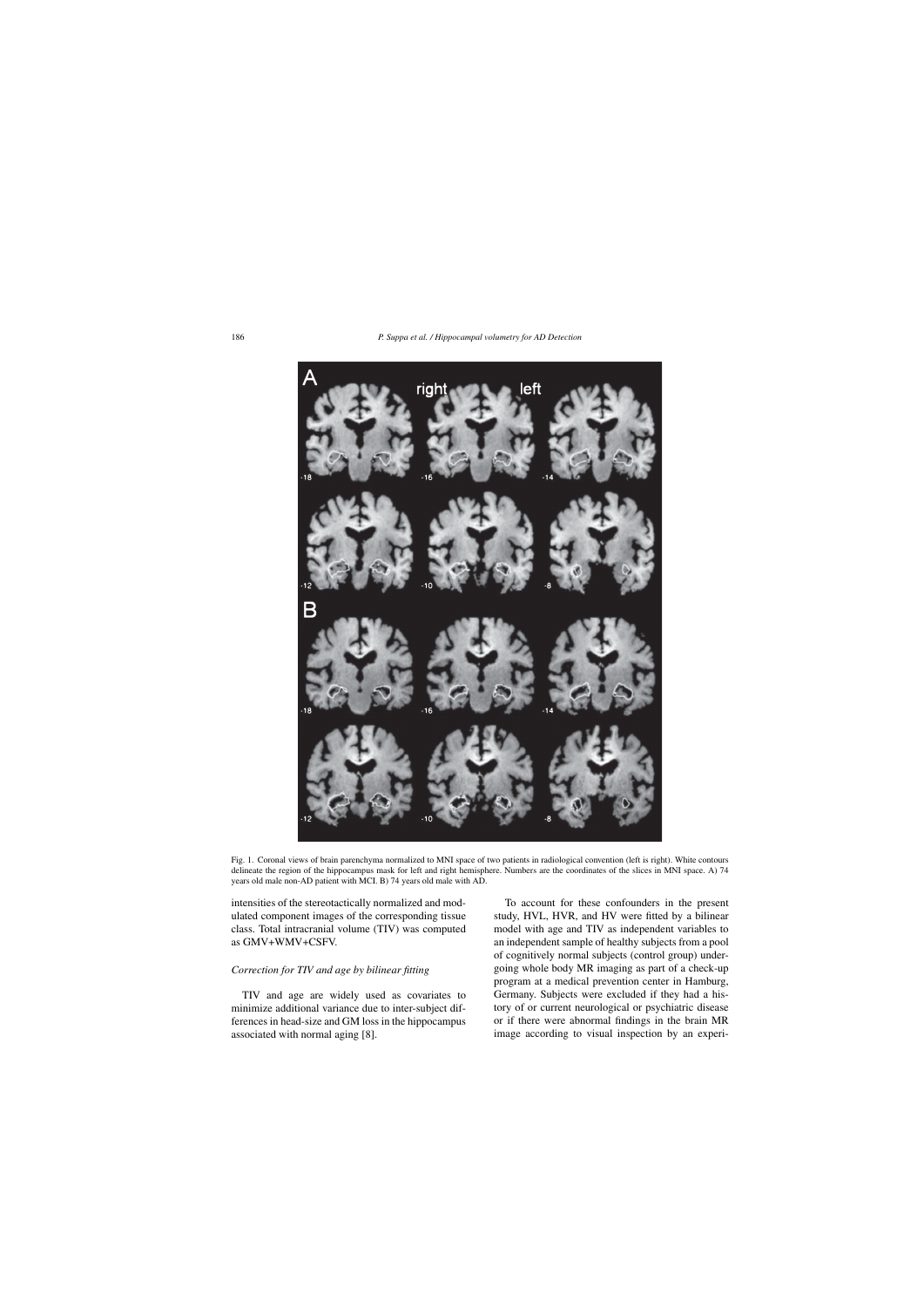Fig. 1. Coronal views of brain parenchyma normalized to MNI space of two patients in radiological convention (left is right). White contours delineate the region of the hippocampus mask for left and right hemisphere. Numbers are the coordinates of the slices in MNI space. A) 74 years old male non-AD patient with MCI. B) 74 years old male with AD.

intensities of the stereotactically normalized and modulated component images of the corresponding tissue class. Total intracranial volume (TIV) was computed as GMV+WMV+CSFV.

### *Correction for TIV and age by bilinear fitting*

TIV and age are widely used as covariates to minimize additional variance due to inter-subject differences in head-size and GM loss in the hippocampus associated with normal aging [8].

To account for these confounders in the present study, HVL, HVR, and HV were fitted by a bilinear model with age and TIV as independent variables to an independent sample of healthy subjects from a pool of cognitively normal subjects (control group) undergoing whole body MR imaging as part of a check-up program at a medical prevention center in Hamburg, Germany. Subjects were excluded if they had a history of or current neurological or psychiatric disease or if there were abnormal findings in the brain MR image according to visual inspection by an experi-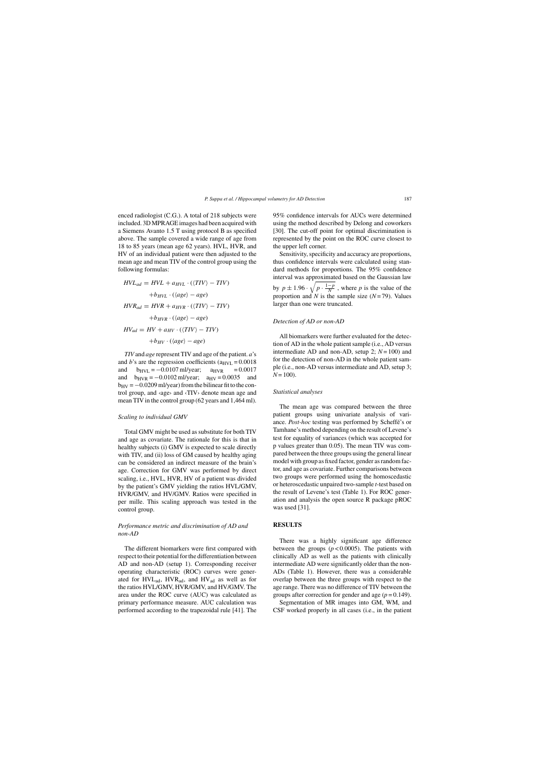enced radiologist (C.G.). A total of 218 subjects were included. 3D MPRAGE images had been acquired with a Siemens Avanto 1.5 T using protocol B as specified above. The sample covered a wide range of age from 18 to 85 years (mean age 62 years). HVL, HVR, and HV of an individual patient were then adjusted to the mean age and mean TIV of the control group using the following formulas:

$$HVL_{ad} = HVL + a_{HVL} \cdot (\langle TIV \rangle - TIV) + b_{HVL} \cdot (\langle age \rangle - age)$$

$$HVR_{ad} = HVR + a_{HVR} \cdot (\langle TIV \rangle - TIV) + b_{HVR} \cdot (\langle age \rangle - age)$$

$$HV_{ad} = HV + a_{HV} \cdot (\langle TIV \rangle - TIV) + b_{HV} \cdot (\langle age \rangle - age)$$

*TIV* and *age* represent TIV and age of the patient. *a*'s and *b*'s are the regression coefficients ($a_{HVL} = 0.0018$ and $b_{HVL} = -0.0107$ ml/year; $a_{HVR} = 0.0017$ and $b_{HVR} = -0.0102$ ml/year; $a_{HV} = 0.0035$ and $b_{HV} = -0.0209$ ml/year) from the bilinear fit to the control group, and ‹age› and ‹TIV› denote mean age and mean TIV in the control group (62 years and 1,464 ml).

### Scaling to individual GMV

Total GMV might be used as substitute for both TIV and age as covariate. The rationale for this is that in healthy subjects (i) GMV is expected to scale directly with TIV, and (ii) loss of GM caused by healthy aging can be considered an indirect measure of the brain's age. Correction for GMV was performed by direct scaling, i.e., HVL, HVR, HV of a patient was divided by the patient's GMV yielding the ratios HVL/GMV, HVR/GMV, and HV/GMV. Ratios were specified in per mille. This scaling approach was tested in the control group.

### Performance metric and discrimination of AD and non-AD

The different biomarkers were first compared with respect to their potential for the differentiation between AD and non-AD (setup 1). Corresponding receiver operating characteristic (ROC) curves were generated for $HVL_{ad}$, $HVR_{ad}$, and $HV_{ad}$ as well as for the ratios HVL/GMV, HVR/GMV, and HV/GMV. The area under the ROC curve (AUC) was calculated as primary performance measure. AUC calculation was performed according to the trapezoidal rule [41]. The 95% confidence intervals for AUCs were determined using the method described by Delong and coworkers [30]. The cut-off point for optimal discrimination is represented by the point on the ROC curve closest to the upper left corner.

Sensitivity, specificity and accuracy are proportions, thus confidence intervals were calculated using standard methods for proportions. The 95% confidence interval was approximated based on the Gaussian law by $p \pm 1.96 \cdot \sqrt{p \cdot \frac{1-p}{N}}$, where $p$ is the value of the proportion and $N$ is the sample size ($N = 79$). Values larger than one were truncated.

### Detection of AD or non-AD

All biomarkers were further evaluated for the detection of AD in the whole patient sample (i.e., AD versus intermediate AD and non-AD, setup 2; $N = 100$) and for the detection of non-AD in the whole patient sample (i.e., non-AD versus intermediate and AD, setup 3; $N = 100$).

### Statistical analyses

The mean age was compared between the three patient groups using univariate analysis of variance. *Post-hoc* testing was performed by Scheffé's or Tamhane's method depending on the result of Levene's test for equality of variances (which was accepted for p values greater than 0.05). The mean TIV was compared between the three groups using the general linear model with group as fixed factor, gender as random factor, and age as covariate. Further comparisons between two groups were performed using the homoscedastic or heteroscedastic unpaired two-sample *t*-test based on the result of Levene's test (Table 1). For ROC generation and analysis the open source R package pROC was used [31].

## RESULTS

There was a highly significant age difference between the groups ($p < 0.0005$). The patients with clinically AD as well as the patients with clinically intermediate AD were significantly older than the non-ADs (Table 1). However, there was a considerable overlap between the three groups with respect to the age range. There was no difference of TIV between the groups after correction for gender and age ($p = 0.149$).

Segmentation of MR images into GM, WM, and CSF worked properly in all cases (i.e., in the patient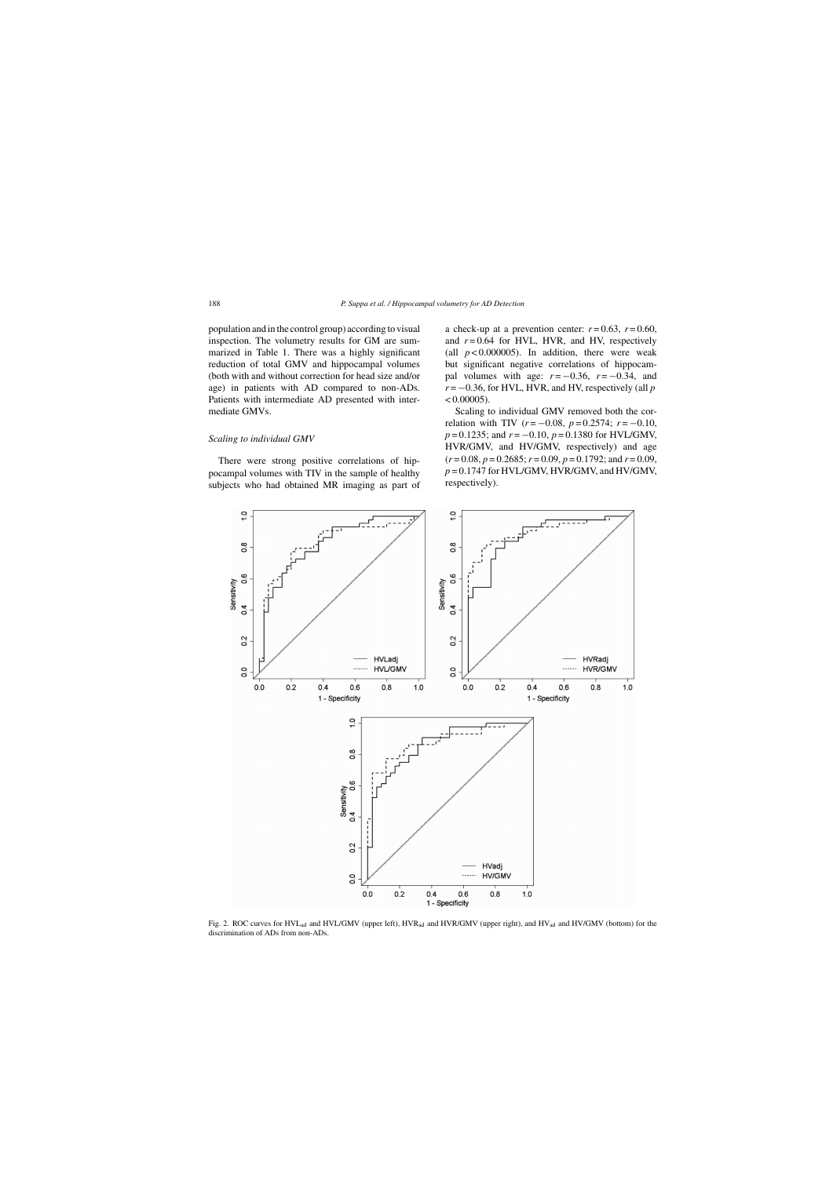population and in the control group) according to visual inspection. The volumetry results for GM are summarized in Table 1. There was a highly significant reduction of total GMV and hippocampal volumes (both with and without correction for head size and/or age) in patients with AD compared to non-ADs. Patients with intermediate AD presented with intermediate GMVs.

### *Scaling to individual GMV*

There were strong positive correlations of hippocampal volumes with TIV in the sample of healthy subjects who had obtained MR imaging as part of a check-up at a prevention center: $r = 0.63$, $r = 0.60$, and $r = 0.64$ for HVL, HVR, and HV, respectively (all $p < 0.000005$). In addition, there were weak but significant negative correlations of hippocampal volumes with age: $r = -0.36$, $r = -0.34$, and $r = -0.36$, for HVL, HVR, and HV, respectively (all $p < 0.00005$).

Scaling to individual GMV removed both the correlation with TIV ($r = -0.08$, $p = 0.2574$; $r = -0.10$, $p = 0.1235$; and $r = -0.10$, $p = 0.1380$ for HVL/GMV, HVR/GMV, and HV/GMV, respectively) and age ($r = 0.08$, $p = 0.2685$; $r = 0.09$, $p = 0.1792$; and $r = 0.09$, $p = 0.1747$ for HVL/GMV, HVR/GMV, and HV/GMV, respectively).

Fig. 2. ROC curves for $HVL_{ad}$ and HVL/GMV (upper left), $HVR_{ad}$ and HVR/GMV (upper right), and $HV_{ad}$ and HV/GMV (bottom) for the discrimination of ADs from non-ADs.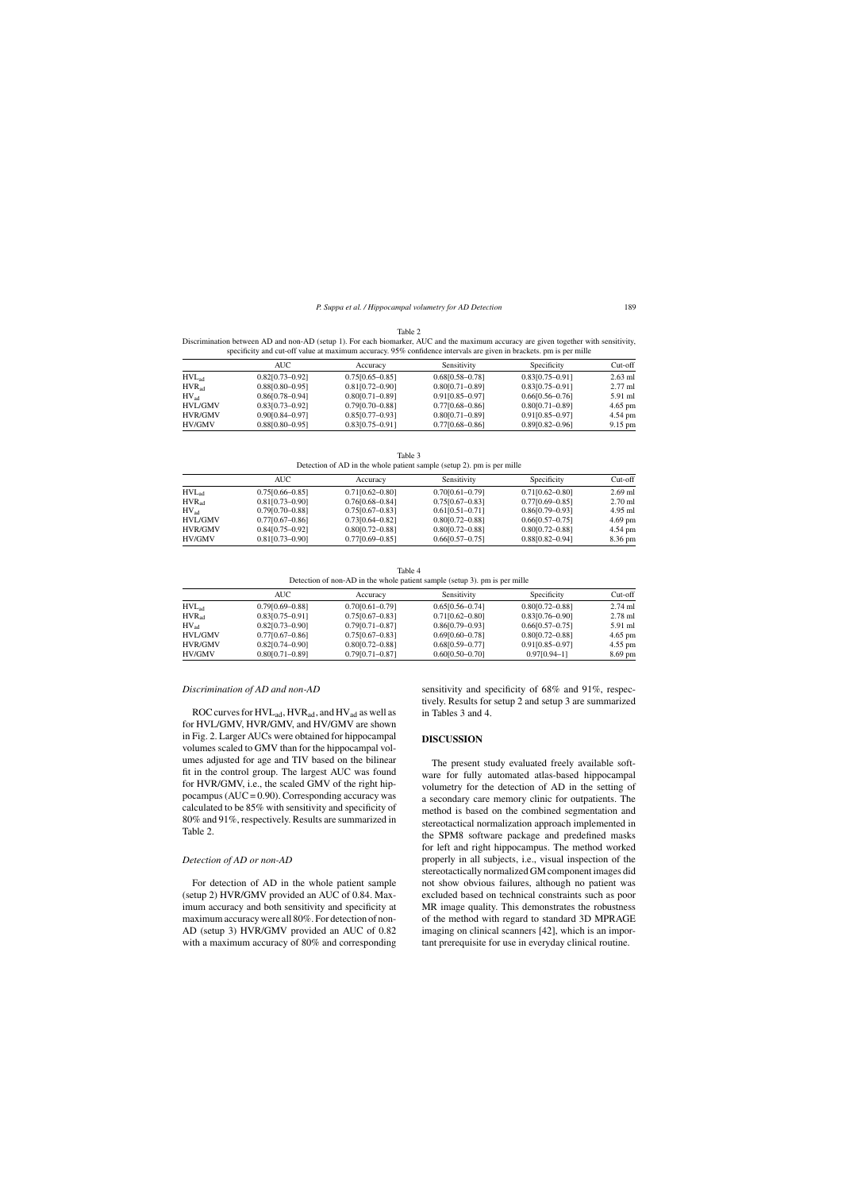Table 2
Discrimination between AD and non-AD (setup 1). For each biomarker, AUC and the maximum accuracy are given together with sensitivity, specificity and cut-off value at maximum accuracy. 95% confidence intervals are given in brackets. pm is per mille

| | AUC | Accuracy | Sensitivity | Specificity | Cut-off |
|---|---|---|---|---|---|
| $HVL_{ad}$ | 0.82[0.73–0.92] | 0.75[0.65–0.85] | 0.68[0.58–0.78] | 0.83[0.75–0.91] | 2.63 ml |
| $HVR_{ad}$ | 0.88[0.80–0.95] | 0.81[0.72–0.90] | 0.80[0.71–0.89] | 0.83[0.75–0.91] | 2.77 ml |
| $HV_{ad}$ | 0.86[0.78–0.94] | 0.80[0.71–0.89] | 0.91[0.85–0.97] | 0.66[0.56–0.76] | 5.91 ml |
| HVL/GMV | 0.83[0.73–0.92] | 0.79[0.70–0.88] | 0.77[0.68–0.86] | 0.80[0.71–0.89] | 4.65 pm |
| HVR/GMV | 0.90[0.84–0.97] | 0.85[0.77–0.93] | 0.80[0.71–0.89] | 0.91[0.85–0.97] | 4.54 pm |
| HV/GMV | 0.88[0.80–0.95] | 0.83[0.75–0.91] | 0.77[0.68–0.86] | 0.89[0.82–0.96] | 9.15 pm |

Table 3
Detection of AD in the whole patient sample (setup 2). pm is per mille

| | AUC | Accuracy | Sensitivity | Specificity | Cut-off |
|---|---|---|---|---|---|
| $HVL_{ad}$ | 0.75[0.66–0.85] | 0.71[0.62–0.80] | 0.70[0.61–0.79] | 0.71[0.62–0.80] | 2.69 ml |
| $HVR_{ad}$ | 0.81[0.73–0.90] | 0.76[0.68–0.84] | 0.75[0.67–0.83] | 0.77[0.69–0.85] | 2.70 ml |
| $HV_{ad}$ | 0.79[0.70–0.88] | 0.75[0.67–0.83] | 0.61[0.51–0.71] | 0.86[0.79–0.93] | 4.95 ml |
| HVL/GMV | 0.77[0.67–0.86] | 0.73[0.64–0.82] | 0.80[0.72–0.88] | 0.66[0.57–0.75] | 4.69 pm |
| HVR/GMV | 0.84[0.75–0.92] | 0.80[0.72–0.88] | 0.80[0.72–0.88] | 0.80[0.72–0.88] | 4.54 pm |
| HV/GMV | 0.81[0.73–0.90] | 0.77[0.69–0.85] | 0.66[0.57–0.75] | 0.88[0.82–0.94] | 8.36 pm |

Table 4
Detection of non-AD in the whole patient sample (setup 3). pm is per mille

| | AUC | Accuracy | Sensitivity | Specificity | Cut-off |
|---|---|---|---|---|---|
| $HVL_{ad}$ | 0.79[0.69–0.88] | 0.70[0.61–0.79] | 0.65[0.56–0.74] | 0.80[0.72–0.88] | 2.74 ml |
| $HVR_{ad}$ | 0.83[0.75–0.91] | 0.75[0.67–0.83] | 0.71[0.62–0.80] | 0.83[0.76–0.90] | 2.78 ml |
| $HV_{ad}$ | 0.82[0.73–0.90] | 0.79[0.71–0.87] | 0.86[0.79–0.93] | 0.66[0.57–0.75] | 5.91 ml |
| HVL/GMV | 0.77[0.67–0.86] | 0.75[0.67–0.83] | 0.69[0.60–0.78] | 0.80[0.72–0.88] | 4.65 pm |
| HVR/GMV | 0.82[0.74–0.90] | 0.80[0.72–0.88] | 0.68[0.59–0.77] | 0.91[0.85–0.97] | 4.55 pm |
| HV/GMV | 0.80[0.71–0.89] | 0.79[0.71–0.87] | 0.60[0.50–0.70] | 0.97[0.94–1] | 8.69 pm |

### *Discrimination of AD and non-AD*

ROC curves for $HVL_{ad}$, $HVR_{ad}$, and $HV_{ad}$ as well as for HVL/GMV, HVR/GMV, and HV/GMV are shown in Fig. 2. Larger AUCs were obtained for hippocampal volumes scaled to GMV than for the hippocampal volumes adjusted for age and TIV based on the bilinear fit in the control group. The largest AUC was found for HVR/GMV, i.e., the scaled GMV of the right hippocampus (AUC = 0.90). Corresponding accuracy was calculated to be 85% with sensitivity and specificity of 80% and 91%, respectively. Results are summarized in Table 2.

### *Detection of AD or non-AD*

For detection of AD in the whole patient sample (setup 2) HVR/GMV provided an AUC of 0.84. Maximum accuracy and both sensitivity and specificity at maximum accuracy were all 80%. For detection of non-AD (setup 3) HVR/GMV provided an AUC of 0.82 with a maximum accuracy of 80% and corresponding sensitivity and specificity of 68% and 91%, respectively. Results for setup 2 and setup 3 are summarized in Tables 3 and 4.

## DISCUSSION

The present study evaluated freely available software for fully automated atlas-based hippocampal volumetry for the detection of AD in the setting of a secondary care memory clinic for outpatients. The method is based on the combined segmentation and stereotactical normalization approach implemented in the SPM8 software package and predefined masks for left and right hippocampus. The method worked properly in all subjects, i.e., visual inspection of the stereotactically normalized GM component images did not show obvious failures, although no patient was excluded based on technical constraints such as poor MR image quality. This demonstrates the robustness of the method with regard to standard 3D MPRAGE imaging on clinical scanners [42], which is an important prerequisite for use in everyday clinical routine.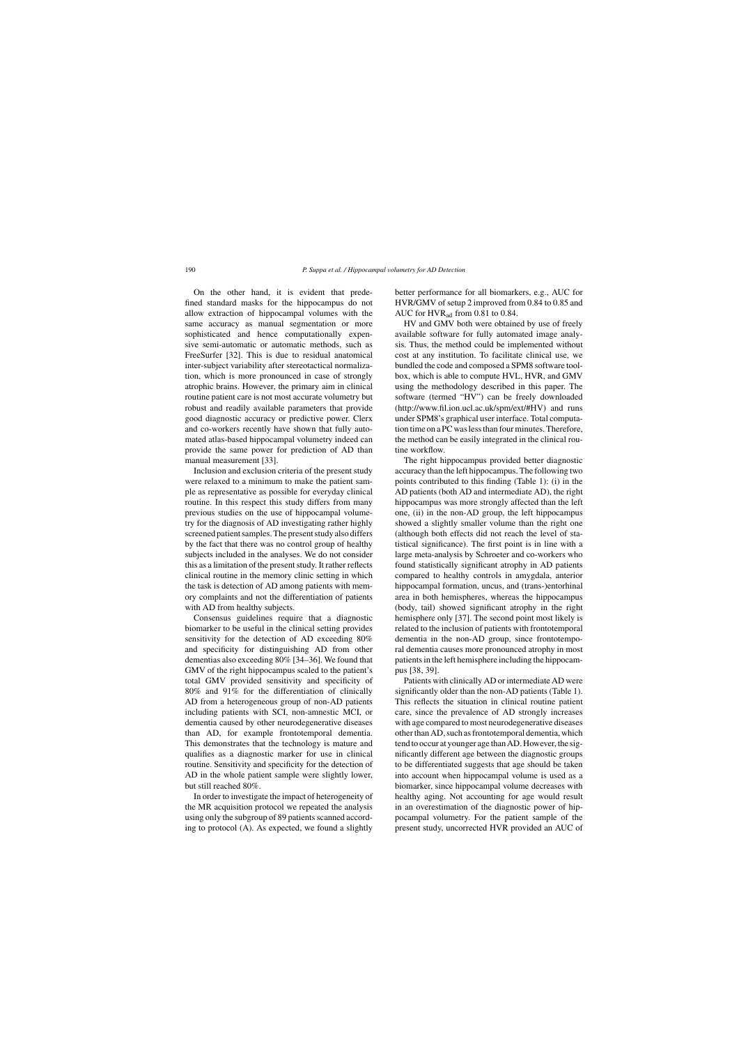On the other hand, it is evident that predefined standard masks for the hippocampus do not allow extraction of hippocampal volumes with the same accuracy as manual segmentation or more sophisticated and hence computationally expensive semi-automatic or automatic methods, such as FreeSurfer [32]. This is due to residual anatomical inter-subject variability after stereotactical normalization, which is more pronounced in case of strongly atrophic brains. However, the primary aim in clinical routine patient care is not most accurate volumetry but robust and readily available parameters that provide good diagnostic accuracy or predictive power. Clerx and co-workers recently have shown that fully automated atlas-based hippocampal volumetry indeed can provide the same power for prediction of AD than manual measurement [33].

Inclusion and exclusion criteria of the present study were relaxed to a minimum to make the patient sample as representative as possible for everyday clinical routine. In this respect this study differs from many previous studies on the use of hippocampal volumetry for the diagnosis of AD investigating rather highly screened patient samples. The present study also differs by the fact that there was no control group of healthy subjects included in the analyses. We do not consider this as a limitation of the present study. It rather reflects clinical routine in the memory clinic setting in which the task is detection of AD among patients with memory complaints and not the differentiation of patients with AD from healthy subjects.

Consensus guidelines require that a diagnostic biomarker to be useful in the clinical setting provides sensitivity for the detection of AD exceeding 80% and specificity for distinguishing AD from other dementias also exceeding 80% [34–36]. We found that GMV of the right hippocampus scaled to the patient's total GMV provided sensitivity and specificity of 80% and 91% for the differentiation of clinically AD from a heterogeneous group of non-AD patients including patients with SCI, non-amnestic MCI, or dementia caused by other neurodegenerative diseases than AD, for example frontotemporal dementia. This demonstrates that the technology is mature and qualifies as a diagnostic marker for use in clinical routine. Sensitivity and specificity for the detection of AD in the whole patient sample were slightly lower, but still reached 80%.

In order to investigate the impact of heterogeneity of the MR acquisition protocol we repeated the analysis using only the subgroup of 89 patients scanned according to protocol (A). As expected, we found a slightly better performance for all biomarkers, e.g., AUC for HVR/GMV of setup 2 improved from 0.84 to 0.85 and AUC for $HVR_{ad}$ from 0.81 to 0.84.

HV and GMV both were obtained by use of freely available software for fully automated image analysis. Thus, the method could be implemented without cost at any institution. To facilitate clinical use, we bundled the code and composed a SPM8 software toolbox, which is able to compute HVL, HVR, and GMV using the methodology described in this paper. The software (termed "HV") can be freely downloaded (http://www.fil.ion.ucl.ac.uk/spm/ext/#HV) and runs under SPM8's graphical user interface. Total computation time on a PC was less than four minutes. Therefore, the method can be easily integrated in the clinical routine workflow.

The right hippocampus provided better diagnostic accuracy than the left hippocampus. The following two points contributed to this finding (Table 1): (i) in the AD patients (both AD and intermediate AD), the right hippocampus was more strongly affected than the left one, (ii) in the non-AD group, the left hippocampus showed a slightly smaller volume than the right one (although both effects did not reach the level of statistical significance). The first point is in line with a large meta-analysis by Schroeter and co-workers who found statistically significant atrophy in AD patients compared to healthy controls in amygdala, anterior hippocampal formation, uncus, and (trans-)entorhinal area in both hemispheres, whereas the hippocampus (body, tail) showed significant atrophy in the right hemisphere only [37]. The second point most likely is related to the inclusion of patients with frontotemporal dementia in the non-AD group, since frontotemporal dementia causes more pronounced atrophy in most patients in the left hemisphere including the hippocampus [38, 39].

Patients with clinically AD or intermediate AD were significantly older than the non-AD patients (Table 1). This reflects the situation in clinical routine patient care, since the prevalence of AD strongly increases with age compared to most neurodegenerative diseases other than AD, such as frontotemporal dementia, which tend to occur at younger age than AD. However, the significantly different age between the diagnostic groups to be differentiated suggests that age should be taken into account when hippocampal volume is used as a biomarker, since hippocampal volume decreases with healthy aging. Not accounting for age would result in an overestimation of the diagnostic power of hippocampal volumetry. For the patient sample of the present study, uncorrected HVR provided an AUC of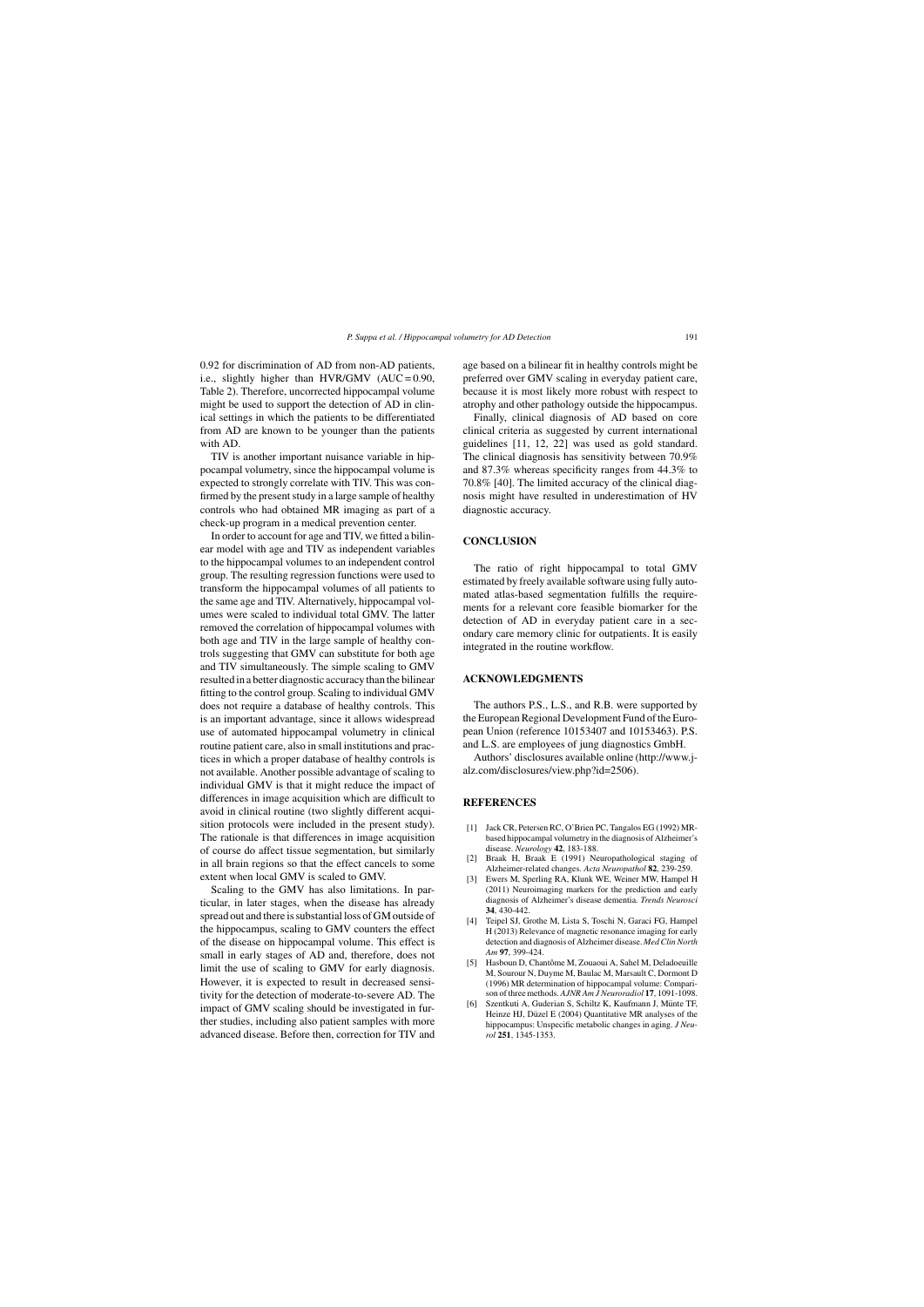0.92 for discrimination of AD from non-AD patients, i.e., slightly higher than HVR/GMV (AUC = 0.90, Table 2). Therefore, uncorrected hippocampal volume might be used to support the detection of AD in clinical settings in which the patients to be differentiated from AD are known to be younger than the patients with AD.

TIV is another important nuisance variable in hippocampal volumetry, since the hippocampal volume is expected to strongly correlate with TIV. This was confirmed by the present study in a large sample of healthy controls who had obtained MR imaging as part of a check-up program in a medical prevention center.

In order to account for age and TIV, we fitted a bilinear model with age and TIV as independent variables to the hippocampal volumes to an independent control group. The resulting regression functions were used to transform the hippocampal volumes of all patients to the same age and TIV. Alternatively, hippocampal volumes were scaled to individual total GMV. The latter removed the correlation of hippocampal volumes with both age and TIV in the large sample of healthy controls suggesting that GMV can substitute for both age and TIV simultaneously. The simple scaling to GMV resulted in a better diagnostic accuracy than the bilinear fitting to the control group. Scaling to individual GMV does not require a database of healthy controls. This is an important advantage, since it allows widespread use of automated hippocampal volumetry in clinical routine patient care, also in small institutions and practices in which a proper database of healthy controls is not available. Another possible advantage of scaling to individual GMV is that it might reduce the impact of differences in image acquisition which are difficult to avoid in clinical routine (two slightly different acquisition protocols were included in the present study). The rationale is that differences in image acquisition of course do affect tissue segmentation, but similarly in all brain regions so that the effect cancels to some extent when local GMV is scaled to GMV.

Scaling to the GMV has also limitations. In particular, in later stages, when the disease has already spread out and there is substantial loss of GM outside of the hippocampus, scaling to GMV counters the effect of the disease on hippocampal volume. This effect is small in early stages of AD and, therefore, does not limit the use of scaling to GMV for early diagnosis. However, it is expected to result in decreased sensitivity for the detection of moderate-to-severe AD. The impact of GMV scaling should be investigated in further studies, including also patient samples with more advanced disease. Before then, correction for TIV and age based on a bilinear fit in healthy controls might be preferred over GMV scaling in everyday patient care, because it is most likely more robust with respect to atrophy and other pathology outside the hippocampus.

Finally, clinical diagnosis of AD based on core clinical criteria as suggested by current international guidelines [11, 12, 22] was used as gold standard. The clinical diagnosis has sensitivity between 70.9% and 87.3% whereas specificity ranges from 44.3% to 70.8% [40]. The limited accuracy of the clinical diagnosis might have resulted in underestimation of HV diagnostic accuracy.

## CONCLUSION

The ratio of right hippocampal to total GMV estimated by freely available software using fully automated atlas-based segmentation fulfills the requirements for a relevant core feasible biomarker for the detection of AD in everyday patient care in a secondary care memory clinic for outpatients. It is easily integrated in the routine workflow.

## ACKNOWLEDGMENTS

The authors P.S., L.S., and R.B. were supported by the European Regional Development Fund of the European Union (reference 10153407 and 10153463). P.S. and L.S. are employees of jung diagnostics GmbH.

Authors' disclosures available online (http://www.j-alz.com/disclosures/view.php?id=2506).

## REFERENCES

- [1] Jack CR, Petersen RC, O'Brien PC, Tangalos EG (1992) MR-based hippocampal volumetry in the diagnosis of Alzheimer's disease. *Neurology* **42**, 183-188.
- [2] Braak H, Braak E (1991) Neuropathological staging of Alzheimer-related changes. *Acta Neuropathol* **82**, 239-259.
- [3] Ewers M, Sperling RA, Klunk WE, Weiner MW, Hampel H (2011) Neuroimaging markers for the prediction and early diagnosis of Alzheimer's disease dementia. *Trends Neurosci* **34**, 430-442.
- [4] Teipel SJ, Grothe M, Lista S, Toschi N, Garaci FG, Hampel H (2013) Relevance of magnetic resonance imaging for early detection and diagnosis of Alzheimer disease. *Med Clin North Am* **97**, 399-424.
- [5] Hasboun D, Chantôme M, Zouaoui A, Sahel M, Deladoeuille M, Sourour N, Duyme M, Baulac M, Marsault C, Dormont D (1996) MR determination of hippocampal volume: Comparison of three methods. *AJNR Am J Neuroradiol* **17**, 1091-1098.
- [6] Szentkuti A, Guderian S, Schiltz K, Kaufmann J, Münte TF, Heinze HJ, Düzel E (2004) Quantitative MR analyses of the hippocampus: Unspecific metabolic changes in aging. *J Neurol* **251**, 1345-1353.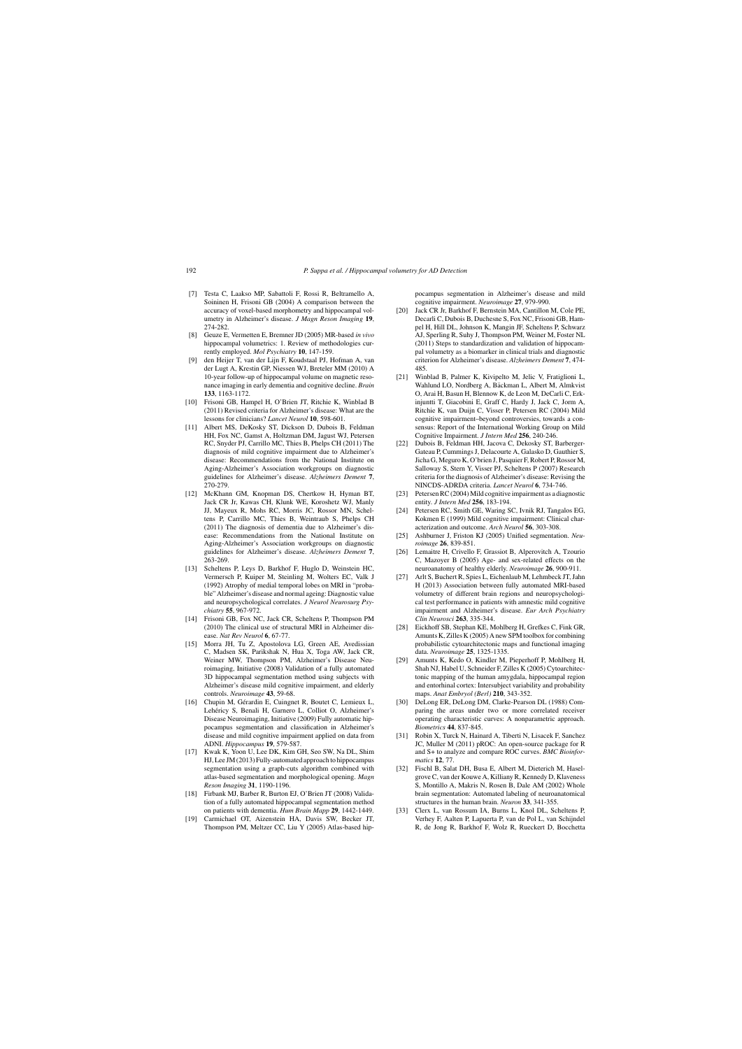- [7] Testa C, Laakso MP, Sabattoli F, Rossi R, Beltramello A, Soininen H, Frisoni GB (2004) A comparison between the accuracy of voxel-based morphometry and hippocampal volumetry in Alzheimer's disease. *J Magn Reson Imaging* **19**, 274-282.
- [8] Geuze E, Vermetten E, Bremner JD (2005) MR-based *in vivo* hippocampal volumetrics: 1. Review of methodologies currently employed. *Mol Psychiatry* **10**, 147-159.
- [9] den Heijer T, van der Lijn F, Koudstaal PJ, Hofman A, van der Lugt A, Krestin GP, Niessen WJ, Breteler MM (2010) A 10-year follow-up of hippocampal volume on magnetic resonance imaging in early dementia and cognitive decline. *Brain* **133**, 1163-1172.
- [10] Frisoni GB, Hampel H, O'Brien JT, Ritchie K, Winblad B (2011) Revised criteria for Alzheimer's disease: What are the lessons for clinicians? *Lancet Neurol* **10**, 598-601.
- [11] Albert MS, DeKosky ST, Dickson D, Dubois B, Feldman HH, Fox NC, Gamst A, Holtzman DM, Jagust WJ, Petersen RC, Snyder PJ, Carrillo MC, Thies B, Phelps CH (2011) The diagnosis of mild cognitive impairment due to Alzheimer's disease: Recommendations from the National Institute on Aging-Alzheimer's Association workgroups on diagnostic guidelines for Alzheimer's disease. *Alzheimers Dement* **7**, 270-279.
- [12] McKhann GM, Knopman DS, Chertkow H, Hyman BT, Jack CR Jr, Kawas CH, Klunk WE, Koroshetz WJ, Manly JJ, Mayeux R, Mohs RC, Morris JC, Rossor MN, Scheltens P, Carrillo MC, Thies B, Weintraub S, Phelps CH (2011) The diagnosis of dementia due to Alzheimer's disease: Recommendations from the National Institute on Aging-Alzheimer's Association workgroups on diagnostic guidelines for Alzheimer's disease. *Alzheimers Dement* **7**, 263-269.
- [13] Scheltens P, Leys D, Barkhof F, Huglo D, Weinstein HC, Vermersch P, Kuiper M, Steinling M, Wolters EC, Valk J (1992) Atrophy of medial temporal lobes on MRI in "probable" Alzheimer's disease and normal ageing: Diagnostic value and neuropsychological correlates. *J Neurol Neurosurg Psychiatry* **55**, 967-972.
- [14] Frisoni GB, Fox NC, Jack CR, Scheltens P, Thompson PM (2010) The clinical use of structural MRI in Alzheimer disease. *Nat Rev Neurol* **6**, 67-77.
- [15] Morra JH, Tu Z, Apostolova LG, Green AE, Avedissian C, Madsen SK, Parikshak N, Hua X, Toga AW, Jack CR, Weiner MW, Thompson PM, Alzheimer's Disease Neuroimaging, Initiative (2008) Validation of a fully automated 3D hippocampal segmentation method using subjects with Alzheimer's disease mild cognitive impairment, and elderly controls. *Neuroimage* **43**, 59-68.
- [16] Chupin M, Gérardin E, Cuingnet R, Boutet C, Lemieux L, Lehéricy S, Benali H, Garnero L, Colliot O, Alzheimer's Disease Neuroimaging, Initiative (2009) Fully automatic hippocampus segmentation and classification in Alzheimer's disease and mild cognitive impairment applied on data from ADNI. *Hippocampus* **19**, 579-587.
- [17] Kwak K, Yoon U, Lee DK, Kim GH, Seo SW, Na DL, Shim HJ, Lee JM (2013) Fully-automated approach to hippocampus segmentation using a graph-cuts algorithm combined with atlas-based segmentation and morphological opening. *Magn Reson Imaging* **31**, 1190-1196.
- [18] Firbank MJ, Barber R, Burton EJ, O'Brien JT (2008) Validation of a fully automated hippocampal segmentation method on patients with dementia. *Hum Brain Mapp* **29**, 1442-1449.
- [19] Carmichael OT, Aizenstein HA, Davis SW, Becker JT, Thompson PM, Meltzer CC, Liu Y (2005) Atlas-based hippocampus segmentation in Alzheimer's disease and mild cognitive impairment. *Neuroimage* **27**, 979-990.
- [20] Jack CR Jr, Barkhof F, Bernstein MA, Cantillon M, Cole PE, Decarli C, Dubois B, Duchesne S, Fox NC, Frisoni GB, Hampel H, Hill DL, Johnson K, Mangin JF, Scheltens P, Schwarz AJ, Sperling R, Suhy J, Thompson PM, Weiner M, Foster NL (2011) Steps to standardization and validation of hippocampal volumetry as a biomarker in clinical trials and diagnostic criterion for Alzheimer's disease. *Alzheimers Dement* **7**, 474-485.
- [21] Winblad B, Palmer K, Kivipelto M, Jelic V, Fratiglioni L, Wahlund LO, Nordberg A, Bäckman L, Albert M, Almkvist O, Arai H, Basun H, Blennow K, de Leon M, DeCarli C, Erkinjuntti T, Giacobini E, Graff C, Hardy J, Jack C, Jorm A, Ritchie K, van Duijn C, Visser P, Petersen RC (2004) Mild cognitive impairment–beyond controversies, towards a consensus: Report of the International Working Group on Mild Cognitive Impairment. *J Intern Med* **256**, 240-246.
- [22] Dubois B, Feldman HH, Jacova C, Dekosky ST, Barberger-Gateau P, Cummings J, Delacourte A, Galasko D, Gauthier S, Jicha G, Meguro K, O'brien J, Pasquier F, Robert P, Rossor M, Salloway S, Stern Y, Visser PJ, Scheltens P (2007) Research criteria for the diagnosis of Alzheimer's disease: Revising the NINCDS-ADRDA criteria. *Lancet Neurol* **6**, 734-746.
- [23] Petersen RC (2004) Mild cognitive impairment as a diagnostic entity. *J Intern Med* **256**, 183-194.
- [24] Petersen RC, Smith GE, Waring SC, Ivnik RJ, Tangalos EG, Kokmen E (1999) Mild cognitive impairment: Clinical characterization and outcome. *Arch Neurol* **56**, 303-308.
- [25] Ashburner J, Friston KJ (2005) Unified segmentation. *Neuroimage* **26**, 839-851.
- [26] Lemaitre H, Crivello F, Grassiot B, Alperovitch A, Tzourio C, Mazoyer B (2005) Age- and sex-related effects on the neuroanatomy of healthy elderly. *Neuroimage* **26**, 900-911.
- [27] Arlt S, Buchert R, Spies L, Eichenlaub M, Lehmbeck JT, Jahn H (2013) Association between fully automated MRI-based volumetry of different brain regions and neuropsychological test performance in patients with amnestic mild cognitive impairment and Alzheimer's disease. *Eur Arch Psychiatry Clin Neurosci* **263**, 335-344.
- [28] Eickhoff SB, Stephan KE, Mohlberg H, Grefkes C, Fink GR, Amunts K, Zilles K (2005) A new SPM toolbox for combining probabilistic cytoarchitectonic maps and functional imaging data. *Neuroimage* **25**, 1325-1335.
- [29] Amunts K, Kedo O, Kindler M, Pieperhoff P, Mohlberg H, Shah NJ, Habel U, Schneider F, Zilles K (2005) Cytoarchitectonic mapping of the human amygdala, hippocampal region and entorhinal cortex: Intersubject variability and probability maps. *Anat Embryol (Berl)* **210**, 343-352.
- [30] DeLong ER, DeLong DM, Clarke-Pearson DL (1988) Comparing the areas under two or more correlated receiver operating characteristic curves: A nonparametric approach. *Biometrics* **44**, 837-845.
- [31] Robin X, Turck N, Hainard A, Tiberti N, Lisacek F, Sanchez JC, Muller M (2011) pROC: An open-source package for R and S+ to analyze and compare ROC curves. *BMC Bioinformatics* **12**, 77.
- [32] Fischl B, Salat DH, Busa E, Albert M, Dieterich M, Haselgrove C, van der Kouwe A, Killiany R, Kennedy D, Klaveness S, Montillo A, Makris N, Rosen B, Dale AM (2002) Whole brain segmentation: Automated labeling of neuroanatomical structures in the human brain. *Neuron* **33**, 341-355.
- [33] Clerx L, van Rossum IA, Burns L, Knol DL, Scheltens P, Verhey F, Aalten P, Lapuerta P, van de Pol L, van Schijndel R, de Jong R, Barkhof F, Wolz R, Rueckert D, Bocchetta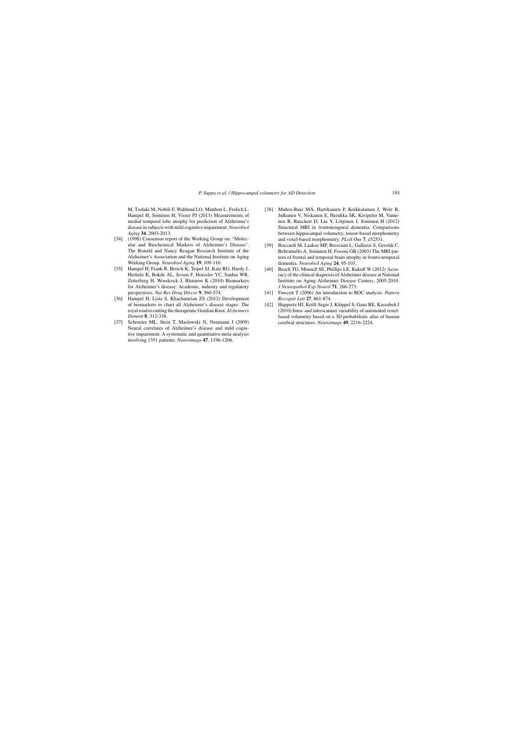M, Tsolaki M, Nobili F, Wahlund LO, Minthon L, Frolich L, Hampel H, Soininen H, Visser PJ (2013) Measurements of medial temporal lobe atrophy for prediction of Alzheimer's disease in subjects with mild cognitive impairment. *Neurobiol Aging* **34**, 2003-2013.

[34] (1998) Consensus report of the Working Group on: "Molecular and Biochemical Markers of Alzheimer's Disease". The Ronald and Nancy Reagan Research Institute of the Alzheimer's Association and the National Institute on Aging Working Group. *Neurobiol Aging* **19**, 109-116.

[35] Hampel H, Frank R, Broich K, Teipel SJ, Katz RG, Hardy J, Herholz K, Bokde AL, Jessen F, Hoessler YC, Sanhai WR, Zetterberg H, Woodcock J, Blennow K (2010) Biomarkers for Alzheimer's disease: Academic, industry and regulatory perspectives. *Nat Rev Drug Discov* **9**, 560-574.

[36] Hampel H, Lista S, Khachaturian ZS (2012) Development of biomarkers to chart all Alzheimer's disease stages: The royal road to cutting the therapeutic Gordian Knot. *Alzheimers Dement* **8**, 312-336.

[37] Schroeter ML, Stein T, Maslowski N, Neumann J (2009) Neural correlates of Alzheimer's disease and mild cognitive impairment: A systematic and quantitative meta-analysis involving 1351 patients. *Neuroimage* **47**, 1196-1206.

[38] Muñoz-Ruiz MÁ, Hartikainen P, Koikkalainen J, Wolz R, Julkunen V, Niskanen E, Herukka SK, Kivipelto M, Vanninen R, Rueckert D, Liu Y, Lötjönen J, Soininen H (2012) Structural MRI in frontotemporal dementia: Comparisons between hippocampal volumetry, tensor-based morphometry and voxel-based morphometry. *PLoS One* **7**, e52531.

[39] Boccardi M, Laakso MP, Bresciani L, Galluzzi S, Geroldi C, Beltramello A, Soininen H, Frisoni GB (2003) The MRI pattern of frontal and temporal brain atrophy in fronto-temporal dementia. *Neurobiol Aging* **24**, 95-103.

[40] Beach TG, Monsell SE, Phillips LE, Kukull W (2012) Accuracy of the clinical diagnosis of Alzheimer disease at National Institute on Aging Alzheimer Disease Centers, 2005-2010. *J Neuropathol Exp Neurol* **71**, 266-273.

[41] Fawcett T (2006) An introduction to ROC analysis. *Pattern Recognit Lett* **27**, 861-874.

[42] Huppertz HJ, Kröll-Seger J, Klöppel S, Ganz RE, Kassubek J (2010) Intra- and interscanner variability of automated voxel-based volumetry based on a 3D probabilistic atlas of human cerebral structures. *Neuroimage* **49**, 2216-2224.